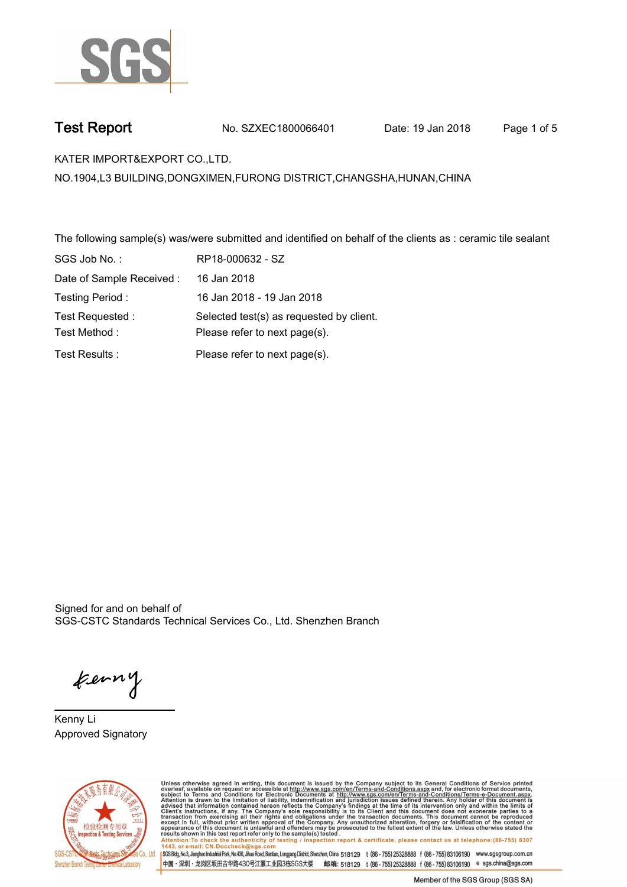# Test Report

No. SZXEC1800066401 Date: 19 Jan 2018

KATER IMPORT&EXPORT CO.,LTD.

NO.1904,L3 BUILDING,DONGXIMEN,FURONG DISTRICT,CHANGSHA,HUNAN,CHINA

The following sample(s) was/were submitted and identified on behalf of the clients as : ceramic tile sealant

| | |
|---|---|
| SGS Job No. : | RP18-000632 - SZ |
| Date of Sample Received : | 16 Jan 2018 |
| Testing Period : | 16 Jan 2018 - 19 Jan 2018 |
| Test Requested : | Selected test(s) as requested by client. |
| Test Method : | Please refer to next page(s). |
| Test Results : | Please refer to next page(s). |

Signed for and on behalf of
SGS-CSTC Standards Technical Services Co., Ltd. Shenzhen Branch

Kenny

Kenny Li
Approved Signatory

Unless otherwise agreed in writing, this document is issued by the Company subject to its General Conditions of Service printed overleaf, available on request or accessible at http://www.sgs.com/en/Terms-and-Conditions.aspx and, for electronic format documents, subject to Terms and Conditions for Electronic Documents at http://www.sgs.com/en/Terms-and-Conditions/Terms-e-Document.aspx. Attention is drawn to the limitation of liability, indemnification and jurisdiction issues defined therein. Any holder of this document is advised that information contained hereon reflects the Company's findings at the time of its intervention only and within the limits of Client's instructions, if any. The Company's sole responsibility is to its Client and this document does not exonerate parties to a transaction from exercising all their rights and obligations under the transaction documents. This document cannot be reproduced except in full, without prior written approval of the Company. Any unauthorized alteration, forgery or falsification of the content or appearance of this document is unlawful and offenders may be prosecuted to the fullest extent of the law. Unless otherwise stated the results shown in this test report refer only to the sample(s) tested.
Attention:To check the authenticity of testing / inspection report & certificate, please contact us at telephone:(86-755) 8307 1443, or email: CN.Doccheck@sgs.com

SGS Bldg, No.3, Jianghao Industrial Park, No.430, Jihua Road, Bantian, Longgang District, Shenzhen, China 518129 t (86-755) 25328888 f (86-755) 83106190 www.sgsgroup.com.cn
中国・深圳・龙岗区坂田吉华路430号江灏工业园3栋SGS大楼 邮编: 518129 t (86-755) 25328888 f (86-755) 83106190 e sgs.china@sgs.com

Member of the SGS Group (SGS SA)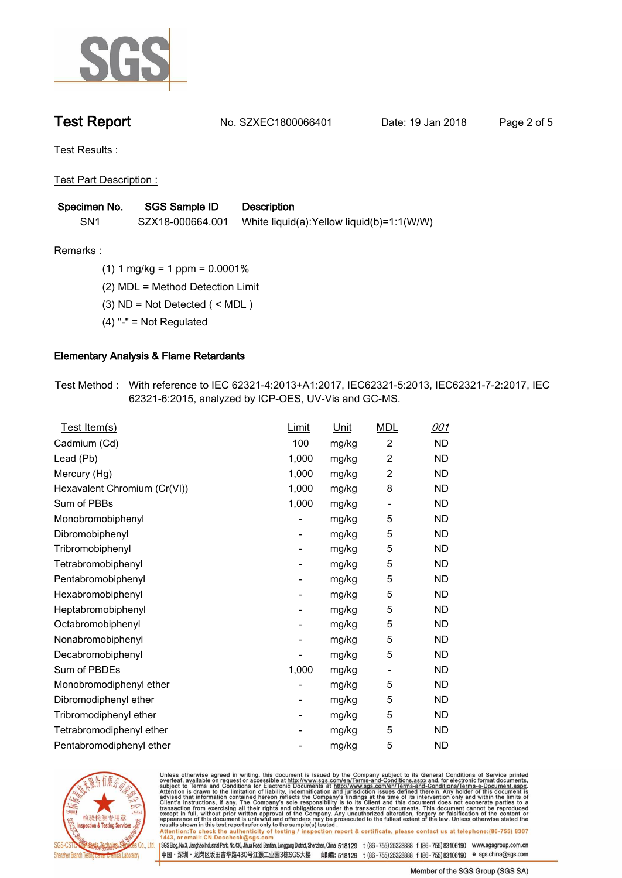# Test Report

No. SZXEC1800066401    Date: 19 Jan 2018

Test Results :

Test Part Description :

| Specimen No. | SGS Sample ID | Description |
|---|---|---|
| SN1 | SZX18-000664.001 | White liquid(a):Yellow liquid(b)=1:1(W/W) |

Remarks :

(1) 1 mg/kg = 1 ppm = 0.0001%

(2) MDL = Method Detection Limit

(3) ND = Not Detected ( < MDL )

(4) "-" = Not Regulated

## Elementary Analysis & Flame Retardants

Test Method : With reference to IEC 62321-4:2013+A1:2017, IEC62321-5:2013, IEC62321-7-2:2017, IEC 62321-6:2015, analyzed by ICP-OES, UV-Vis and GC-MS.

| Test Item(s) | Limit | Unit | MDL | 001 |
|---|---|---|---|---|
| Cadmium (Cd) | 100 | mg/kg | 2 | ND |
| Lead (Pb) | 1,000 | mg/kg | 2 | ND |
| Mercury (Hg) | 1,000 | mg/kg | 2 | ND |
| Hexavalent Chromium (Cr(VI)) | 1,000 | mg/kg | 8 | ND |
| Sum of PBBs | 1,000 | mg/kg | - | ND |
| Monobromobiphenyl | - | mg/kg | 5 | ND |
| Dibromobiphenyl | - | mg/kg | 5 | ND |
| Tribromobiphenyl | - | mg/kg | 5 | ND |
| Tetrabromobiphenyl | - | mg/kg | 5 | ND |
| Pentabromobiphenyl | - | mg/kg | 5 | ND |
| Hexabromobiphenyl | - | mg/kg | 5 | ND |
| Heptabromobiphenyl | - | mg/kg | 5 | ND |
| Octabromobiphenyl | - | mg/kg | 5 | ND |
| Nonabromobiphenyl | - | mg/kg | 5 | ND |
| Decabromobiphenyl | - | mg/kg | 5 | ND |
| Sum of PBDEs | 1,000 | mg/kg | - | ND |
| Monobromodiphenyl ether | - | mg/kg | 5 | ND |
| Dibromodiphenyl ether | - | mg/kg | 5 | ND |
| Tribromodiphenyl ether | - | mg/kg | 5 | ND |
| Tetrabromodiphenyl ether | - | mg/kg | 5 | ND |
| Pentabromodiphenyl ether | - | mg/kg | 5 | ND |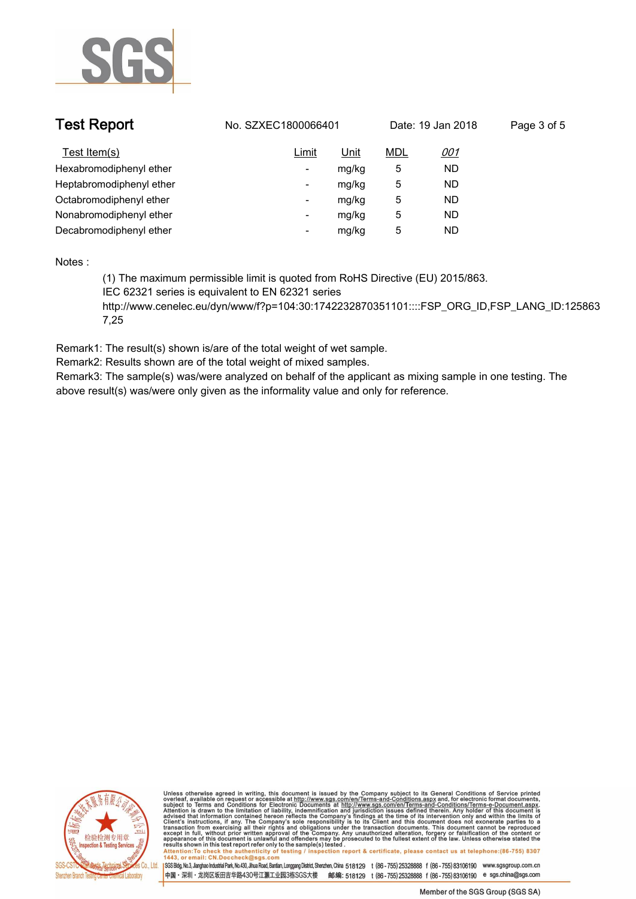| Test Item(s) | Limit | Unit | MDL | 001 |
|---|---|---|---|---|
| Hexabromodiphenyl ether | - | mg/kg | 5 | ND |
| Heptabromodiphenyl ether | - | mg/kg | 5 | ND |
| Octabromodiphenyl ether | - | mg/kg | 5 | ND |
| Nonabromodiphenyl ether | - | mg/kg | 5 | ND |
| Decabromodiphenyl ether | - | mg/kg | 5 | ND |

Notes :

(1) The maximum permissible limit is quoted from RoHS Directive (EU) 2015/863.
IEC 62321 series is equivalent to EN 62321 series
http://www.cenelec.eu/dyn/www/f?p=104:30:1742232870351101::::FSP_ORG_ID,FSP_LANG_ID:1258637,25

Remark1: The result(s) shown is/are of the total weight of wet sample.
Remark2: Results shown are of the total weight of mixed samples.
Remark3: The sample(s) was/were analyzed on behalf of the applicant as mixing sample in one testing. The above result(s) was/were only given as the informality value and only for reference.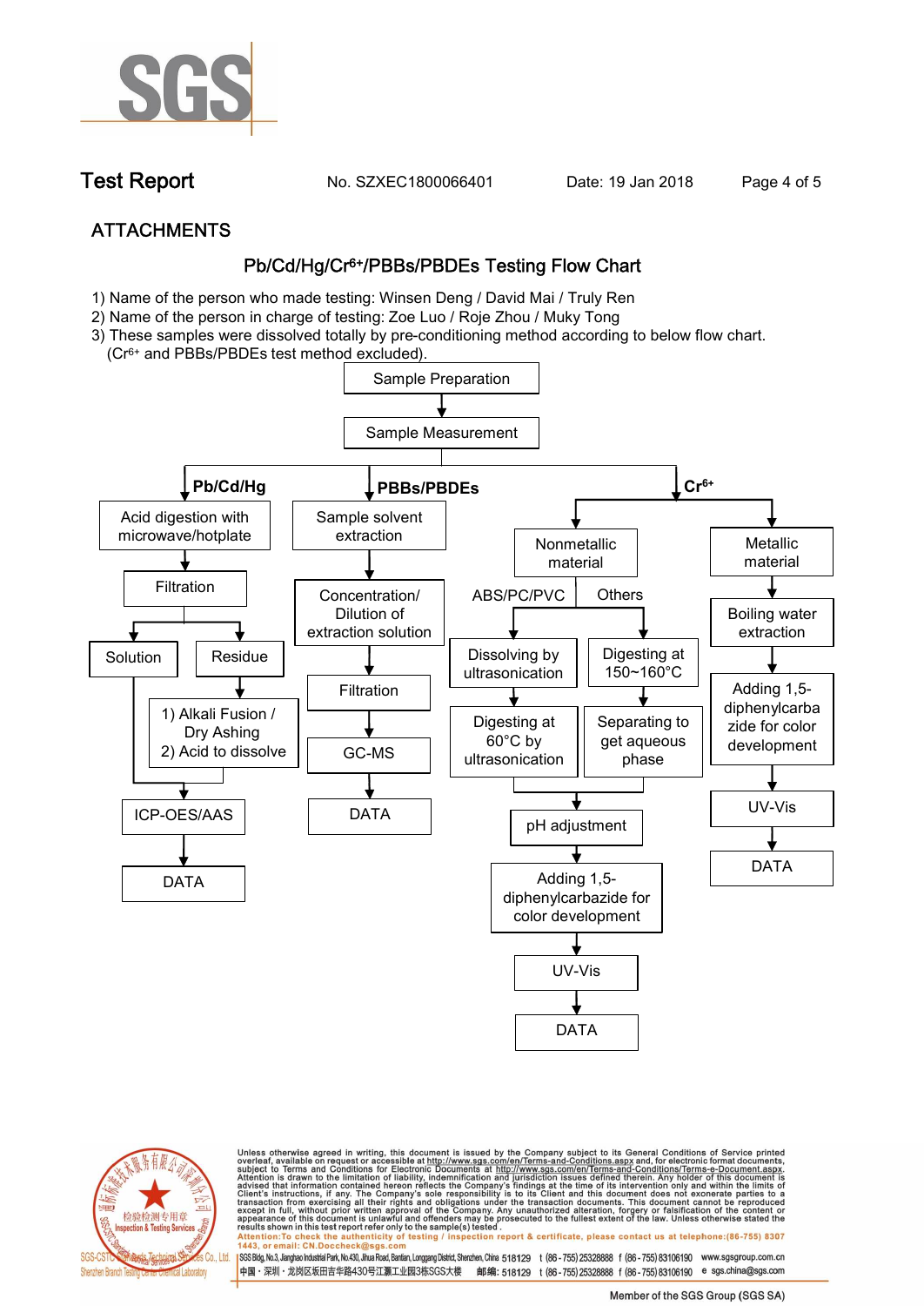## ATTACHMENTS

### Pb/Cd/Hg/$Cr^{6+}$/PBBs/PBDEs Testing Flow Chart

1) Name of the person who made testing: Winsen Deng / David Mai / Truly Ren
2) Name of the person in charge of testing: Zoe Luo / Roje Zhou / Muky Tong
3) These samples were dissolved totally by pre-conditioning method according to below flow chart. ($Cr^{6+}$ and PBBs/PBDEs test method excluded).

Sample Preparation → Sample Measurement

**Pb/Cd/Hg**
- Acid digestion with microwave/hotplate → Filtration
  - Solution → ICP-OES/AAS
  - Residue → 1) Alkali Fusion / Dry Ashing 2) Acid to dissolve → ICP-OES/AAS
- ICP-OES/AAS → DATA

**PBBs/PBDEs**
- Sample solvent extraction → Concentration/ Dilution of extraction solution → Filtration → GC-MS → DATA

**$Cr^{6+}$**
- Nonmetallic material
  - ABS/PC/PVC: Dissolving by ultrasonication → Digesting at 60°C by ultrasonication
  - Others: Digesting at 150~160°C → Separating to get aqueous phase
  - → pH adjustment → Adding 1,5-diphenylcarbazide for color development → UV-Vis → DATA
- Metallic material
  - Boiling water extraction → Adding 1,5-diphenylcarbazide for color development → UV-Vis → DATA

Unless otherwise agreed in writing, this document is issued by the Company subject to its General Conditions of Service printed overleaf, available on request or accessible at http://www.sgs.com/en/Terms-and-Conditions.aspx and, for electronic format documents, subject to Terms and Conditions for Electronic Documents at http://www.sgs.com/en/Terms-and-Conditions/Terms-e-Document.aspx. Attention is drawn to the limitation of liability, indemnification and jurisdiction issues defined therein. Any holder of this document is advised that information contained hereon reflects the Company's findings at the time of its intervention only and within the limits of Client's instructions, if any. The Company's sole responsibility is to its Client and this document does not exonerate parties to a transaction from exercising all their rights and obligations under the transaction documents. This document cannot be reproduced except in full, without prior written approval of the Company. Any unauthorized alteration, forgery or falsification of the content or appearance of this document is unlawful and offenders may be prosecuted to the fullest extent of the law. Unless otherwise stated the results shown in this test report refer only to the sample(s) tested.

Attention: To check the authenticity of testing / inspection report & certificate, please contact us at telephone:(86-755) 8307 1443, or email: CN.Doccheck@sgs.com

SGS Bldg, No.3, Jianghao Industrial Park, No.430, Jihua Road, Bantian, Longgang District, Shenzhen, China 518129 t (86-755) 25328888 f (86-755) 83106190 www.sgsgroup.com.cn

中国・深圳・龙岗区坂田吉华路430号江灏工业园3栋SGS大楼 邮编: 518129 t (86-755) 25328888 f (86-755) 83106190 e sgs.china@sgs.com

Member of the SGS Group (SGS SA)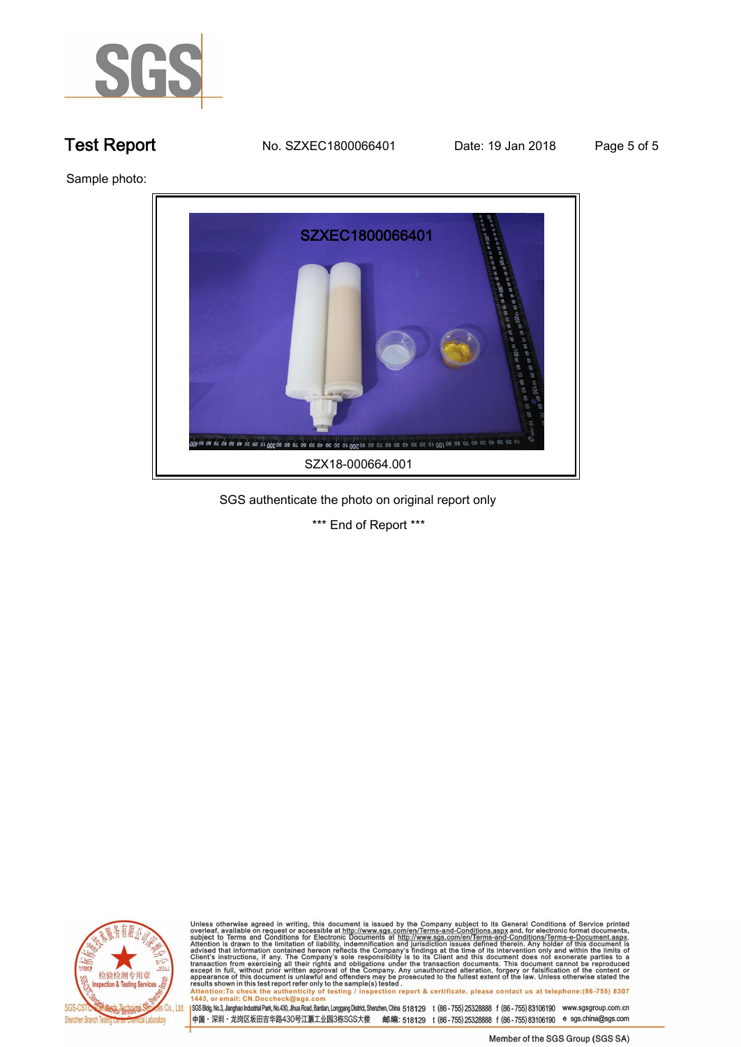**Test Report** No. SZXEC1800066401 Date: 19 Jan 2018

Sample photo:

SZX18-000664.001

SGS authenticate the photo on original report only

*** End of Report ***

Unless otherwise agreed in writing, this document is issued by the Company subject to its General Conditions of Service printed overleaf, available on request or accessible at http://www.sgs.com/en/Terms-and-Conditions.aspx and, for electronic format documents, subject to Terms and Conditions for Electronic Documents at http://www.sgs.com/en/Terms-and-Conditions/Terms-e-Document.aspx. Attention is drawn to the limitation of liability, indemnification and jurisdiction issues defined therein. Any holder of this document is advised that information contained hereon reflects the Company's findings at the time of its intervention only and within the limits of Client's instructions, if any. The Company's sole responsibility is to its Client and this document does not exonerate parties to a transaction from exercising all their rights and obligations under the transaction documents. This document cannot be reproduced except in full, without prior written approval of the Company. Any unauthorized alteration, forgery or falsification of the content or appearance of this document is unlawful and offenders may be prosecuted to the fullest extent of the law. Unless otherwise stated the results shown in this test report refer only to the sample(s) tested.

Attention: To check the authenticity of testing / inspection report & certificate, please contact us at telephone:(86-755) 8307 1443, or email: CN.Doccheck@sgs.com

SGS-CSTC Standards Technical Services Co., Ltd. Shenzhen Branch Testing Center Chemical Laboratory

SGS Bldg, No.3, Jianghao Industrial Park, No.430, Jihua Road, Bantian, Longgang District, Shenzhen, China 518129 t (86-755) 25328888 f (86-755) 83106190 www.sgsgroup.com.cn

中国・深圳・龙岗区坂田吉华路430号江灏工业园3栋SGS大楼 邮编: 518129 t (86-755) 25328888 f (86-755) 83106190 e sgs.china@sgs.com

Member of the SGS Group (SGS SA)